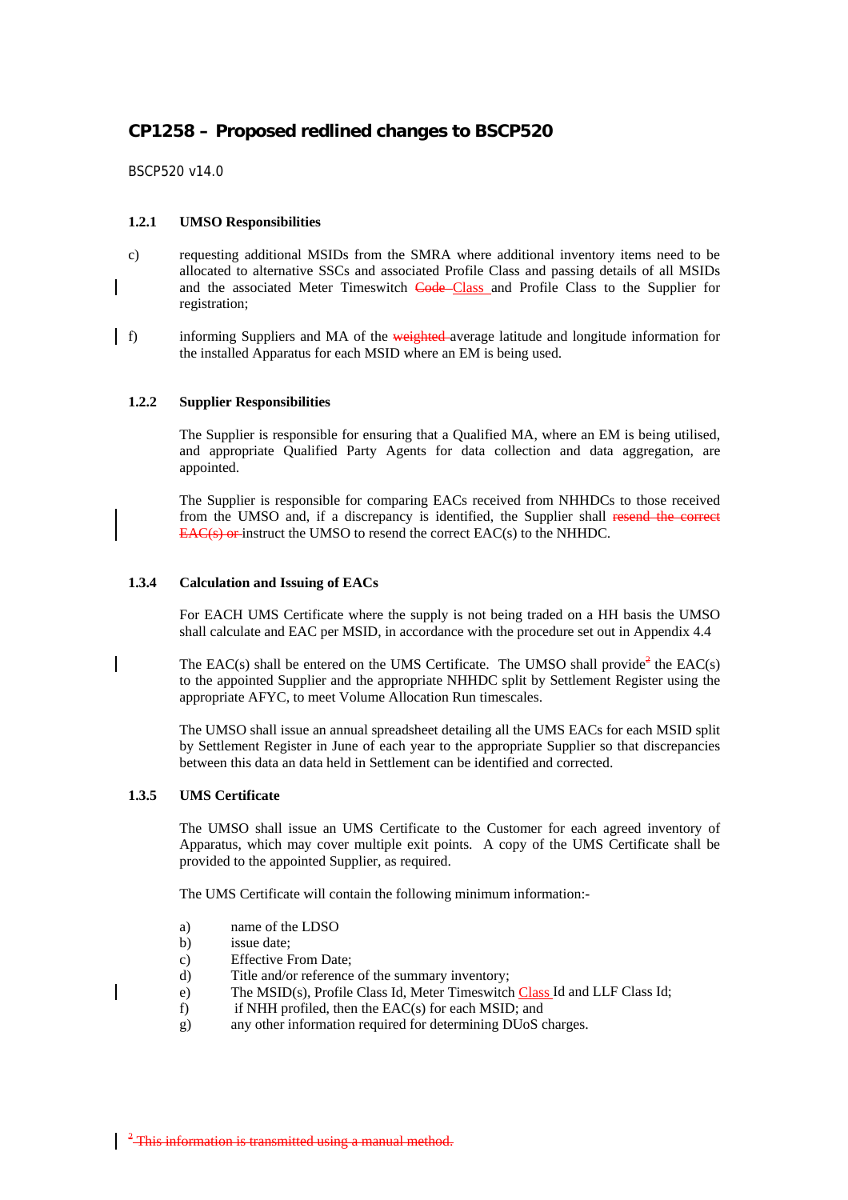# CP1258 – Proposed redlined changes to BSCP520

BSCP520 v14.0

### 1.2.1 UMSO Responsibilities

c) requesting additional MSIDs from the SMRA where additional inventory items need to be allocated to alternative SSCs and associated Profile Class and passing details of all MSIDs and the associated Meter Timeswitch ~~Code~~ Class and Profile Class to the Supplier for registration;

f) informing Suppliers and MA of the ~~weighted~~ average latitude and longitude information for the installed Apparatus for each MSID where an EM is being used.

### 1.2.2 Supplier Responsibilities

The Supplier is responsible for ensuring that a Qualified MA, where an EM is being utilised, and appropriate Qualified Party Agents for data collection and data aggregation, are appointed.

The Supplier is responsible for comparing EACs received from NHHDCs to those received from the UMSO and, if a discrepancy is identified, the Supplier shall ~~resend the correct EAC(s) or~~ instruct the UMSO to resend the correct EAC(s) to the NHHDC.

### 1.3.4 Calculation and Issuing of EACs

For EACH UMS Certificate where the supply is not being traded on a HH basis the UMSO shall calculate and EAC per MSID, in accordance with the procedure set out in Appendix 4.4

The EAC(s) shall be entered on the UMS Certificate. The UMSO shall provide~~[2]~~ the EAC(s) to the appointed Supplier and the appropriate NHHDC split by Settlement Register using the appropriate AFYC, to meet Volume Allocation Run timescales.

The UMSO shall issue an annual spreadsheet detailing all the UMS EACs for each MSID split by Settlement Register in June of each year to the appropriate Supplier so that discrepancies between this data an data held in Settlement can be identified and corrected.

### 1.3.5 UMS Certificate

The UMSO shall issue an UMS Certificate to the Customer for each agreed inventory of Apparatus, which may cover multiple exit points. A copy of the UMS Certificate shall be provided to the appointed Supplier, as required.

The UMS Certificate will contain the following minimum information:-

a) name of the LDSO
b) issue date;
c) Effective From Date;
d) Title and/or reference of the summary inventory;
e) The MSID(s), Profile Class Id, Meter Timeswitch Class Id and LLF Class Id;
f) if NHH profiled, then the EAC(s) for each MSID; and
g) any other information required for determining DUoS charges.

~~[2] This information is transmitted using a manual method.~~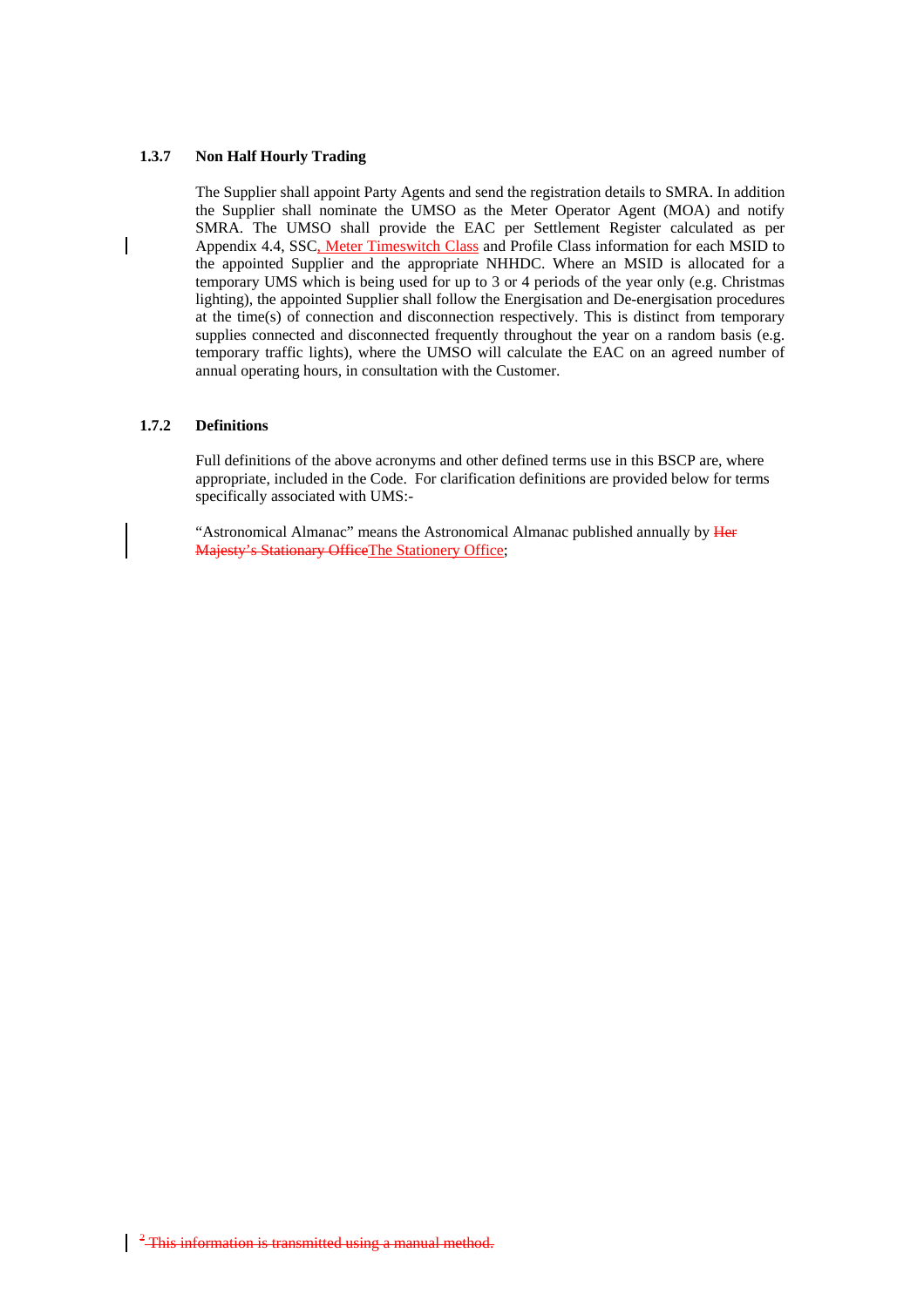### 1.3.7 Non Half Hourly Trading

The Supplier shall appoint Party Agents and send the registration details to SMRA. In addition the Supplier shall nominate the UMSO as the Meter Operator Agent (MOA) and notify SMRA. The UMSO shall provide the EAC per Settlement Register calculated as per Appendix 4.4, SSC, Meter Timeswitch Class and Profile Class information for each MSID to the appointed Supplier and the appropriate NHHDC. Where an MSID is allocated for a temporary UMS which is being used for up to 3 or 4 periods of the year only (e.g. Christmas lighting), the appointed Supplier shall follow the Energisation and De-energisation procedures at the time(s) of connection and disconnection respectively. This is distinct from temporary supplies connected and disconnected frequently throughout the year on a random basis (e.g. temporary traffic lights), where the UMSO will calculate the EAC on an agreed number of annual operating hours, in consultation with the Customer.

### 1.7.2 Definitions

Full definitions of the above acronyms and other defined terms use in this BSCP are, where appropriate, included in the Code. For clarification definitions are provided below for terms specifically associated with UMS:-

"Astronomical Almanac" means the Astronomical Almanac published annually by ~~Her Majesty's Stationary Office~~The Stationery Office;

~~[2] This information is transmitted using a manual method.~~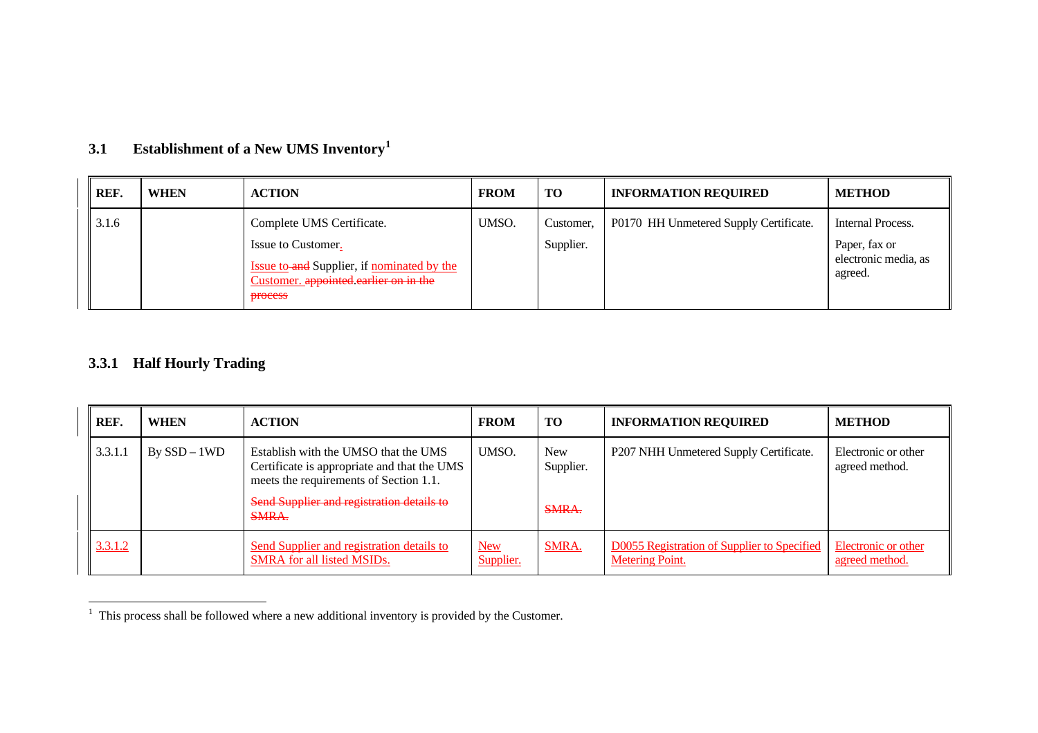## 3.1 Establishment of a New UMS Inventory[1]

| REF. | WHEN | ACTION | FROM | TO | INFORMATION REQUIRED | METHOD |
|---|---|---|---|---|---|---|
| 3.1.6 | | Complete UMS Certificate.<br>Issue to Customer.<br>Issue to ~~and~~ Supplier, if nominated by the Customer. ~~appointed~~.~~earlier on in the process~~ | UMSO. | Customer,<br>Supplier. | P0170 HH Unmetered Supply Certificate. | Internal Process.<br>Paper, fax or electronic media, as agreed. |

## 3.3.1 Half Hourly Trading

| REF. | WHEN | ACTION | FROM | TO | INFORMATION REQUIRED | METHOD |
|---|---|---|---|---|---|---|
| 3.3.1.1 | By SSD – 1WD | Establish with the UMSO that the UMS Certificate is appropriate and that the UMS meets the requirements of Section 1.1.<br>~~Send Supplier and registration details to SMRA.~~ | UMSO. | New Supplier.<br>~~SMRA.~~ | P207 NHH Unmetered Supply Certificate. | Electronic or other agreed method. |
| 3.3.1.2 | | Send Supplier and registration details to SMRA for all listed MSIDs. | New Supplier. | SMRA. | D0055 Registration of Supplier to Specified Metering Point. | Electronic or other agreed method. |

[1] This process shall be followed where a new additional inventory is provided by the Customer.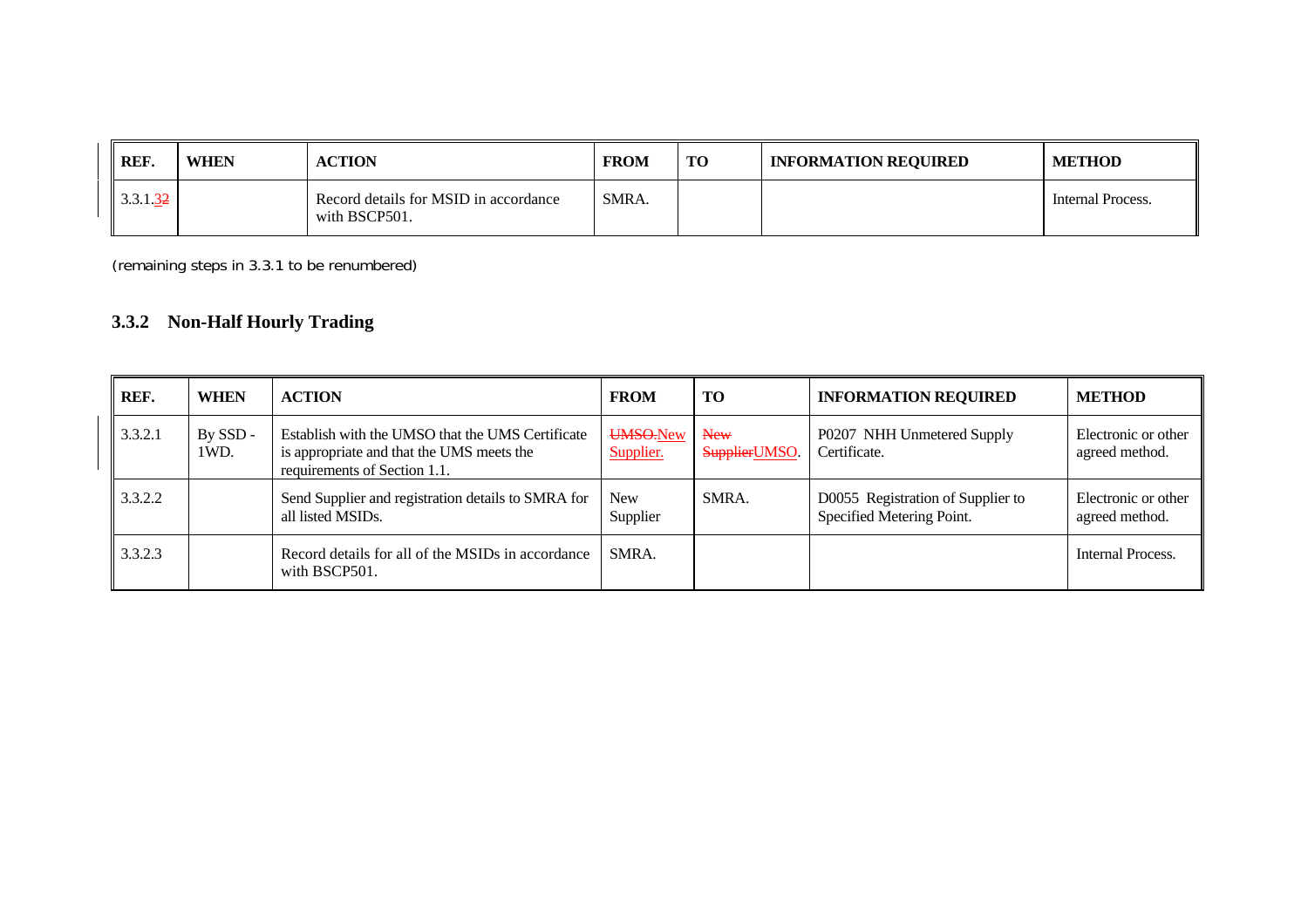| REF. | WHEN | ACTION | FROM | TO | INFORMATION REQUIRED | METHOD |
|---|---|---|---|---|---|---|
| 3.3.1.~~2~~3 | | Record details for MSID in accordance with BSCP501. | SMRA. | | | Internal Process. |

(remaining steps in 3.3.1 to be renumbered)

### 3.3.2 Non-Half Hourly Trading

| REF. | WHEN | ACTION | FROM | TO | INFORMATION REQUIRED | METHOD |
|---|---|---|---|---|---|---|
| 3.3.2.1 | By SSD - 1WD. | Establish with the UMSO that the UMS Certificate is appropriate and that the UMS meets the requirements of Section 1.1. | ~~UMSO.~~New Supplier. | ~~New Supplier~~UMSO. | P0207 NHH Unmetered Supply Certificate. | Electronic or other agreed method. |
| 3.3.2.2 | | Send Supplier and registration details to SMRA for all listed MSIDs. | New Supplier | SMRA. | D0055 Registration of Supplier to Specified Metering Point. | Electronic or other agreed method. |
| 3.3.2.3 | | Record details for all of the MSIDs in accordance with BSCP501. | SMRA. | | | Internal Process. |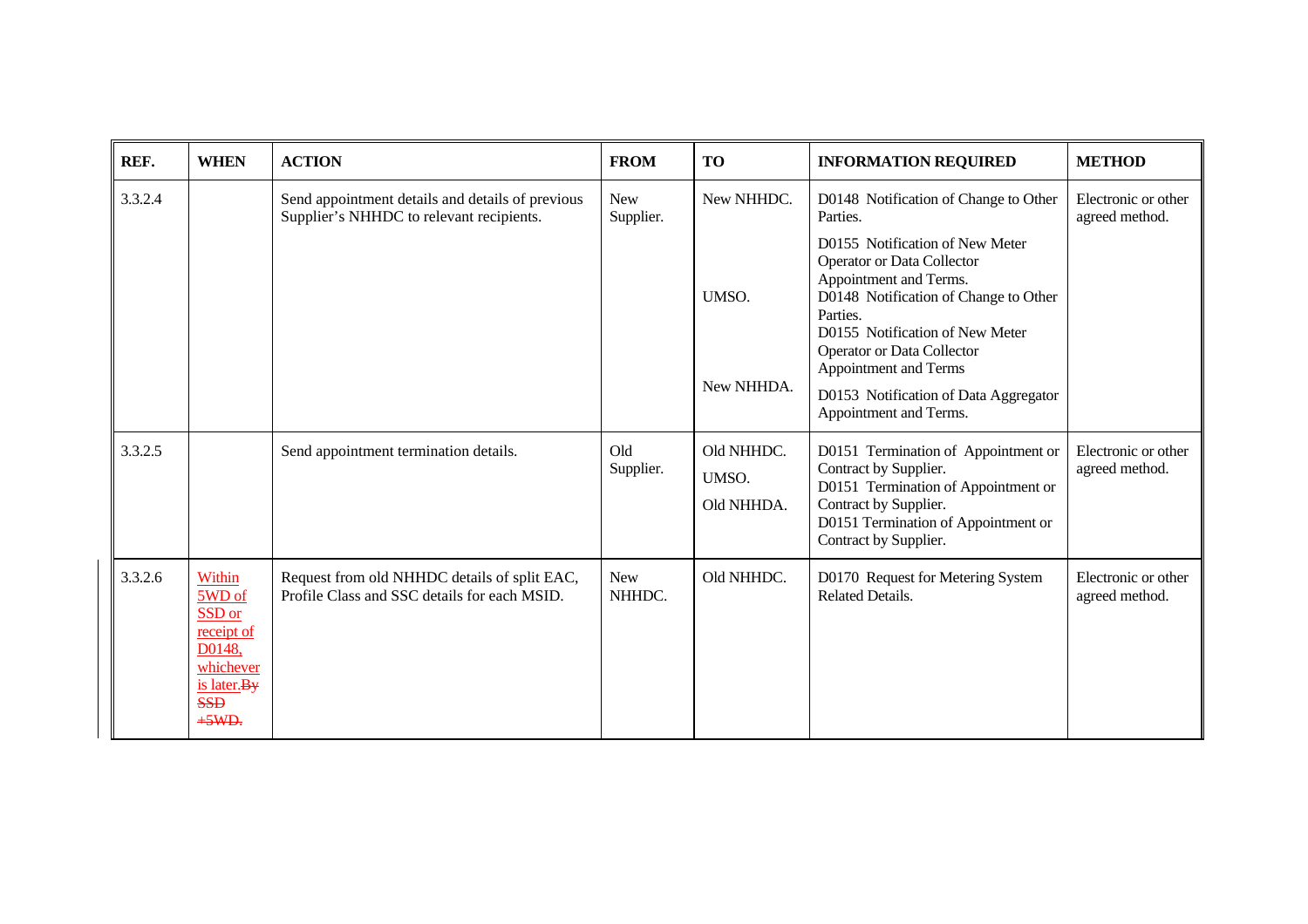| REF. | WHEN | ACTION | FROM | TO | INFORMATION REQUIRED | METHOD |
|---|---|---|---|---|---|---|
| 3.3.2.4 | | Send appointment details and details of previous Supplier's NHHDC to relevant recipients. | New Supplier. | New NHHDC.<br><br>UMSO.<br><br>New NHHDA. | D0148 Notification of Change to Other Parties.<br>D0155 Notification of New Meter Operator or Data Collector Appointment and Terms.<br>D0148 Notification of Change to Other Parties.<br>D0155 Notification of New Meter Operator or Data Collector Appointment and Terms<br>D0153 Notification of Data Aggregator Appointment and Terms. | Electronic or other agreed method. |
| 3.3.2.5 | | Send appointment termination details. | Old Supplier. | Old NHHDC.<br>UMSO.<br>Old NHHDA. | D0151 Termination of Appointment or Contract by Supplier.<br>D0151 Termination of Appointment or Contract by Supplier.<br>D0151 Termination of Appointment or Contract by Supplier. | Electronic or other agreed method. |
| 3.3.2.6 | Within 5WD of SSD or receipt of D0148, whichever is later.~~By SSD +5WD.~~ | Request from old NHHDC details of split EAC, Profile Class and SSC details for each MSID. | New NHHDC. | Old NHHDC. | D0170 Request for Metering System Related Details. | Electronic or other agreed method. |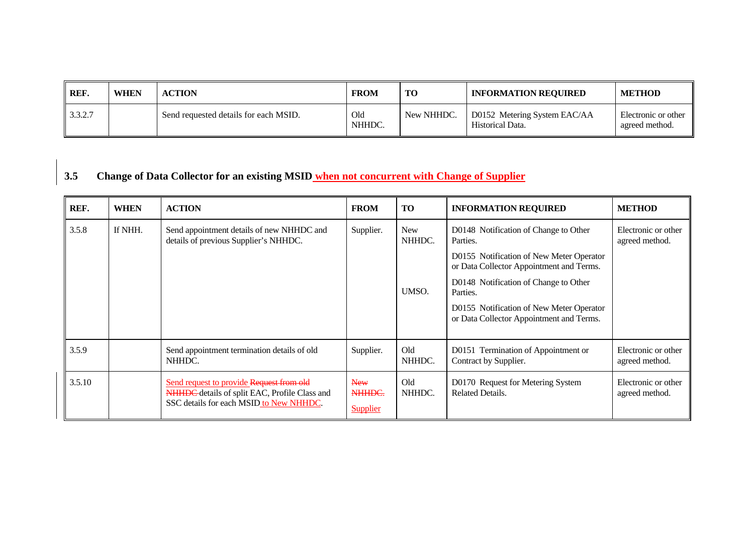| REF. | WHEN | ACTION | FROM | TO | INFORMATION REQUIRED | METHOD |
|---|---|---|---|---|---|---|
| 3.3.2.7 | | Send requested details for each MSID. | Old NHHDC. | New NHHDC. | D0152 Metering System EAC/AA Historical Data. | Electronic or other agreed method. |

## 3.5 Change of Data Collector for an existing MSID when not concurrent with Change of Supplier

| REF. | WHEN | ACTION | FROM | TO | INFORMATION REQUIRED | METHOD |
|---|---|---|---|---|---|---|
| 3.5.8 | If NHH. | Send appointment details of new NHHDC and details of previous Supplier's NHHDC. | Supplier. | New NHHDC. | D0148 Notification of Change to Other Parties.<br>D0155 Notification of New Meter Operator or Data Collector Appointment and Terms. | Electronic or other agreed method. |
| | | | | UMSO. | D0148 Notification of Change to Other Parties.<br>D0155 Notification of New Meter Operator or Data Collector Appointment and Terms. | |
| 3.5.9 | | Send appointment termination details of old NHHDC. | Supplier. | Old NHHDC. | D0151 Termination of Appointment or Contract by Supplier. | Electronic or other agreed method. |
| 3.5.10 | | Send request to provide ~~Request from old NHHDC~~ details of split EAC, Profile Class and SSC details for each MSID to New NHHDC. | ~~New NHHDC.~~ Supplier | Old NHHDC. | D0170 Request for Metering System Related Details. | Electronic or other agreed method. |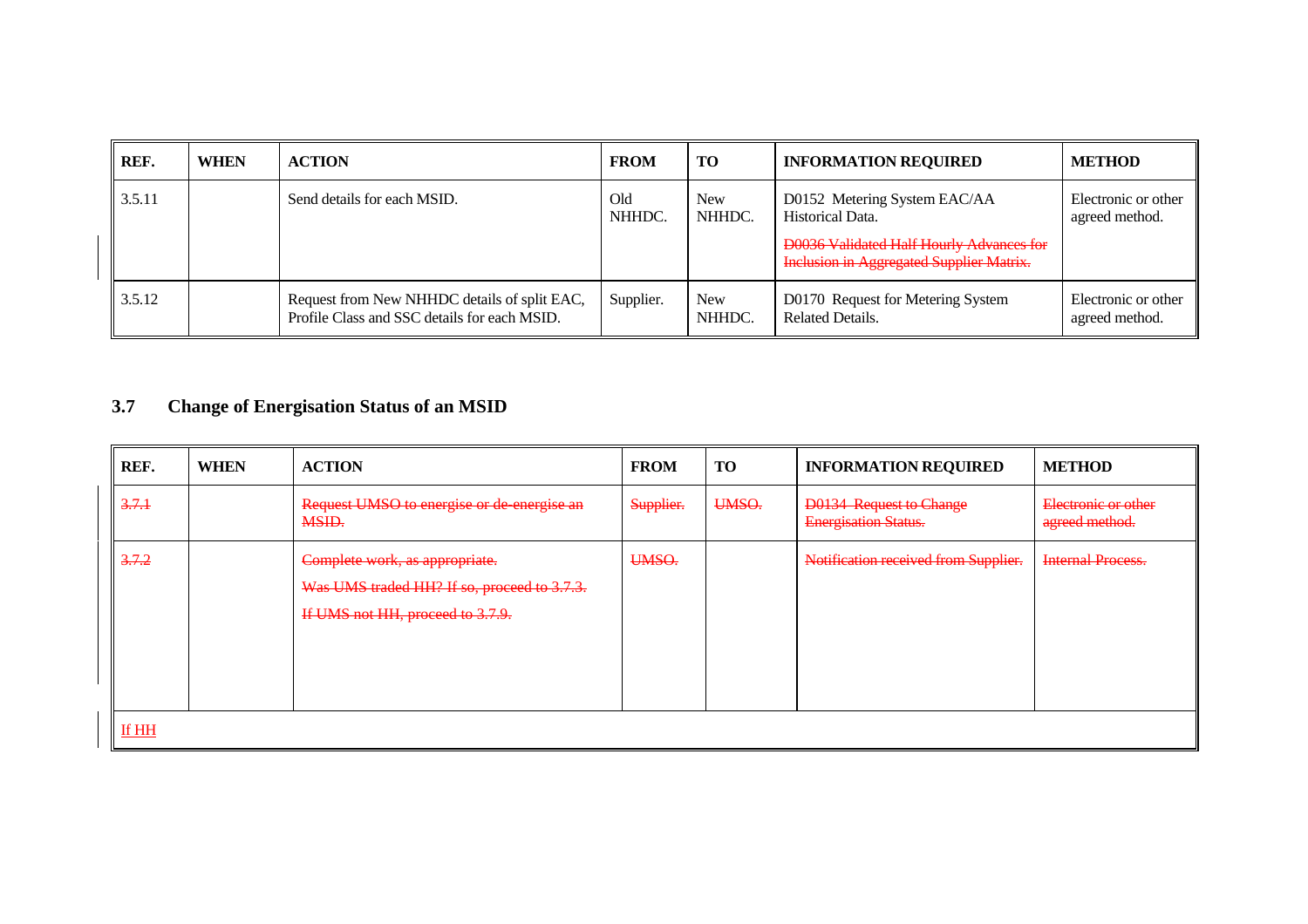| REF. | WHEN | ACTION | FROM | TO | INFORMATION REQUIRED | METHOD |
|---|---|---|---|---|---|---|
| 3.5.11 | | Send details for each MSID. | Old NHHDC. | New NHHDC. | D0152 Metering System EAC/AA Historical Data. ~~D0036 Validated Half Hourly Advances for Inclusion in Aggregated Supplier Matrix.~~ | Electronic or other agreed method. |
| 3.5.12 | | Request from New NHHDC details of split EAC, Profile Class and SSC details for each MSID. | Supplier. | New NHHDC. | D0170 Request for Metering System Related Details. | Electronic or other agreed method. |

## 3.7 Change of Energisation Status of an MSID

| REF. | WHEN | ACTION | FROM | TO | INFORMATION REQUIRED | METHOD |
|---|---|---|---|---|---|---|
| ~~3.7.1~~ | | ~~Request UMSO to energise or de-energise an MSID.~~ | ~~Supplier.~~ | ~~UMSO.~~ | ~~D0134 Request to Change Energisation Status.~~ | ~~Electronic or other agreed method.~~ |
| ~~3.7.2~~ | | ~~Complete work, as appropriate.~~ ~~Was UMS traded HH? If so, proceed to 3.7.3.~~ ~~If UMS not HH, proceed to 3.7.9.~~ | ~~UMSO.~~ | | ~~Notification received from Supplier.~~ | ~~Internal Process.~~ |
| If HH | | | | | | |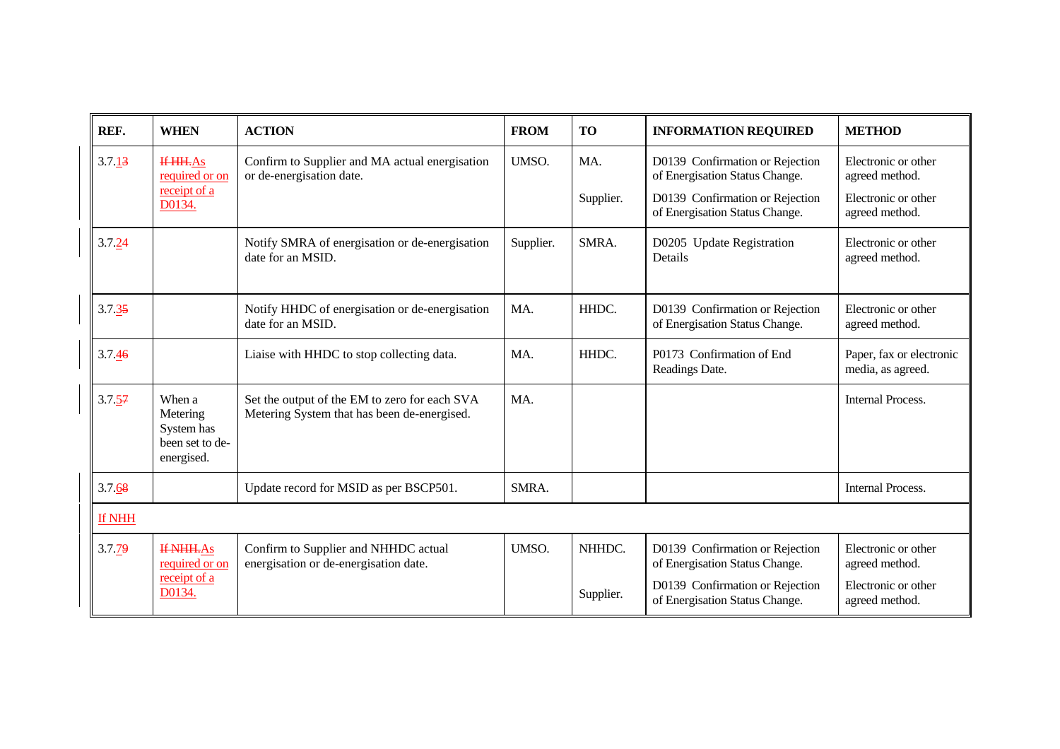| REF. | WHEN | ACTION | FROM | TO | INFORMATION REQUIRED | METHOD |
|---|---|---|---|---|---|---|
| 3.7.13 | If HH.As required or on receipt of a D0134. | Confirm to Supplier and MA actual energisation or de-energisation date. | UMSO. | MA.<br><br>Supplier. | D0139 Confirmation or Rejection of Energisation Status Change.<br><br>D0139 Confirmation or Rejection of Energisation Status Change. | Electronic or other agreed method.<br><br>Electronic or other agreed method. |
| 3.7.24 | | Notify SMRA of energisation or de-energisation date for an MSID. | Supplier. | SMRA. | D0205 Update Registration Details | Electronic or other agreed method. |
| 3.7.35 | | Notify HHDC of energisation or de-energisation date for an MSID. | MA. | HHDC. | D0139 Confirmation or Rejection of Energisation Status Change. | Electronic or other agreed method. |
| 3.7.46 | | Liaise with HHDC to stop collecting data. | MA. | HHDC. | P0173 Confirmation of End Readings Date. | Paper, fax or electronic media, as agreed. |
| 3.7.57 | When a Metering System has been set to de-energised. | Set the output of the EM to zero for each SVA Metering System that has been de-energised. | MA. | | | Internal Process. |
| 3.7.68 | | Update record for MSID as per BSCP501. | SMRA. | | | Internal Process. |
| If NHH | | | | | | |
| 3.7.79 | If NHH.As required or on receipt of a D0134. | Confirm to Supplier and NHHDC actual energisation or de-energisation date. | UMSO. | NHHDC.<br><br>Supplier. | D0139 Confirmation or Rejection of Energisation Status Change.<br><br>D0139 Confirmation or Rejection of Energisation Status Change. | Electronic or other agreed method.<br><br>Electronic or other agreed method. |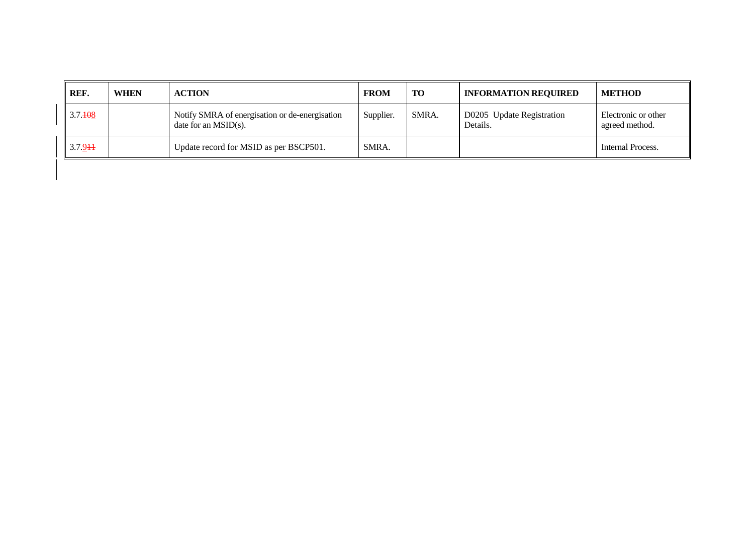| REF. | WHEN | ACTION | FROM | TO | INFORMATION REQUIRED | METHOD |
|---|---|---|---|---|---|---|
| 3.7.~~10~~8 | | Notify SMRA of energisation or de-energisation date for an MSID(s). | Supplier. | SMRA. | D0205 Update Registration Details. | Electronic or other agreed method. |
| 3.7.9~~11~~ | | Update record for MSID as per BSCP501. | SMRA. | | | Internal Process. |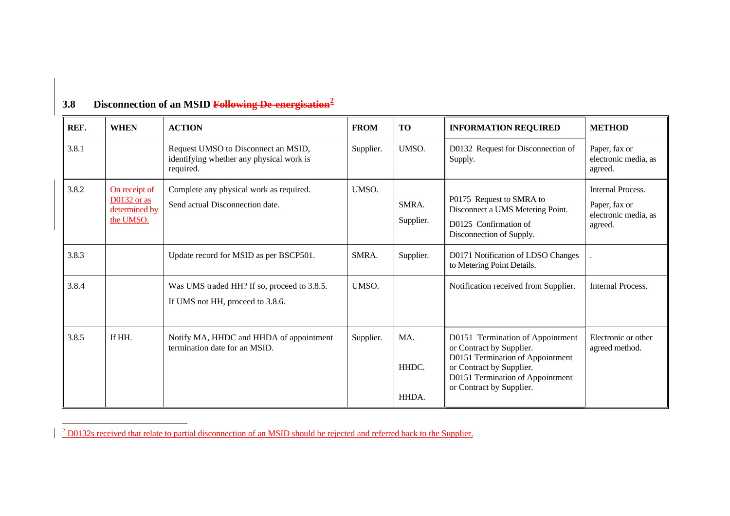## 3.8 Disconnection of an MSID ~~Following De-energisation~~[2]

| REF. | WHEN | ACTION | FROM | TO | INFORMATION REQUIRED | METHOD |
|---|---|---|---|---|---|---|
| 3.8.1 | | Request UMSO to Disconnect an MSID, identifying whether any physical work is required. | Supplier. | UMSO. | D0132 Request for Disconnection of Supply. | Paper, fax or electronic media, as agreed. |
| 3.8.2 | On receipt of D0132 or as determined by the UMSO. | Complete any physical work as required.<br>Send actual Disconnection date. | UMSO. | SMRA.<br>Supplier. | P0175 Request to SMRA to Disconnect a UMS Metering Point.<br>D0125 Confirmation of Disconnection of Supply. | Internal Process.<br>Paper, fax or electronic media, as agreed. |
| 3.8.3 | | Update record for MSID as per BSCP501. | SMRA. | Supplier. | D0171 Notification of LDSO Changes to Metering Point Details. | . |
| 3.8.4 | | Was UMS traded HH? If so, proceed to 3.8.5.<br>If UMS not HH, proceed to 3.8.6. | UMSO. | | Notification received from Supplier. | Internal Process. |
| 3.8.5 | If HH. | Notify MA, HHDC and HHDA of appointment termination date for an MSID. | Supplier. | MA.<br>HHDC.<br>HHDA. | D0151 Termination of Appointment or Contract by Supplier.<br>D0151 Termination of Appointment or Contract by Supplier.<br>D0151 Termination of Appointment or Contract by Supplier. | Electronic or other agreed method. |

[2] D0132s received that relate to partial disconnection of an MSID should be rejected and referred back to the Supplier.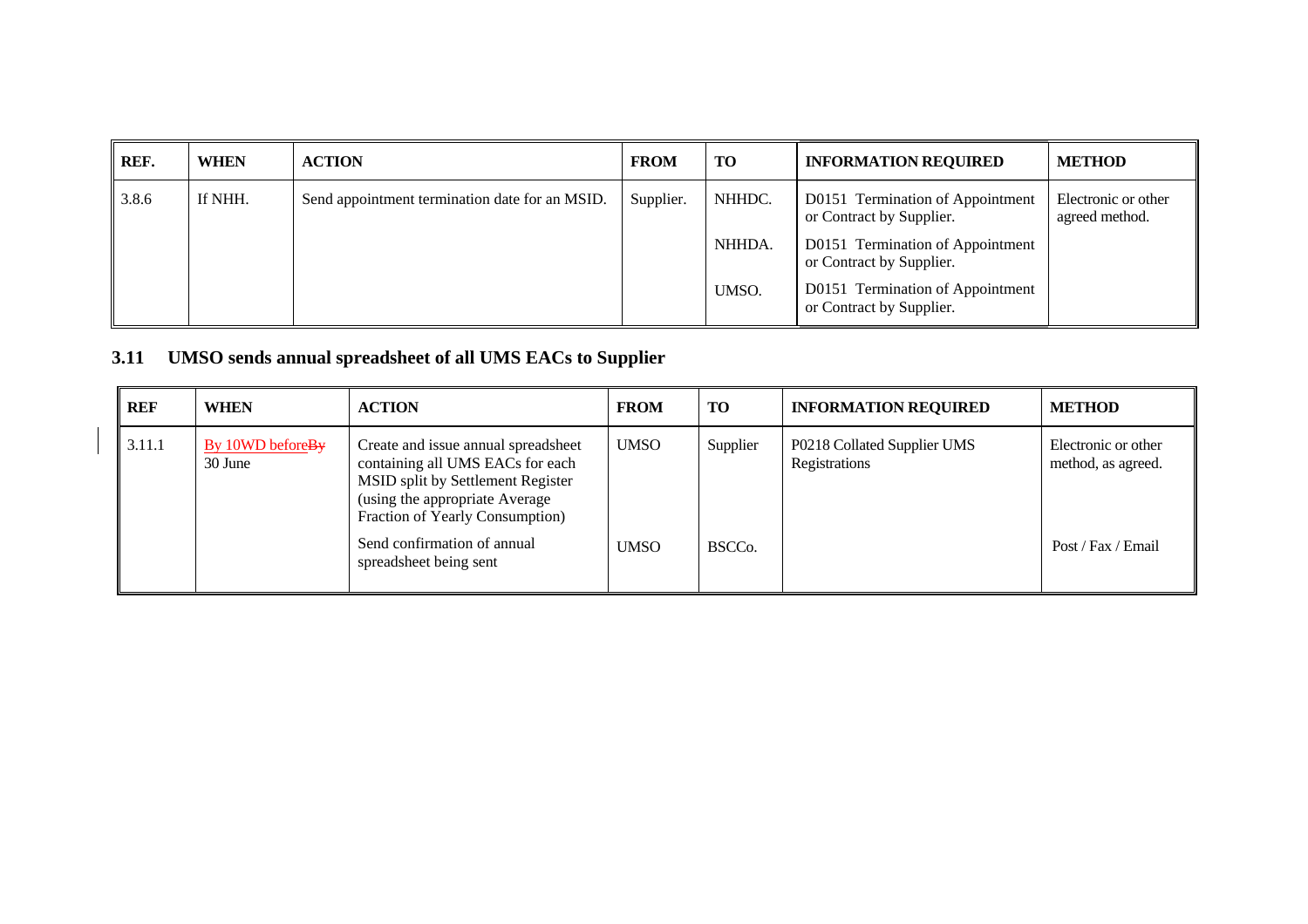| REF. | WHEN | ACTION | FROM | TO | INFORMATION REQUIRED | METHOD |
|---|---|---|---|---|---|---|
| 3.8.6 | If NHH. | Send appointment termination date for an MSID. | Supplier. | NHHDC. | D0151 Termination of Appointment or Contract by Supplier. | Electronic or other agreed method. |
| | | | | NHHDA. | D0151 Termination of Appointment or Contract by Supplier. | |
| | | | | UMSO. | D0151 Termination of Appointment or Contract by Supplier. | |

## 3.11 UMSO sends annual spreadsheet of all UMS EACs to Supplier

| REF | WHEN | ACTION | FROM | TO | INFORMATION REQUIRED | METHOD |
|---|---|---|---|---|---|---|
| 3.11.1 | By 10WD before~~By~~ 30 June | Create and issue annual spreadsheet containing all UMS EACs for each MSID split by Settlement Register (using the appropriate Average Fraction of Yearly Consumption) | UMSO | Supplier | P0218 Collated Supplier UMS Registrations | Electronic or other method, as agreed. |
| | | Send confirmation of annual spreadsheet being sent | UMSO | BSCCo. | | Post / Fax / Email |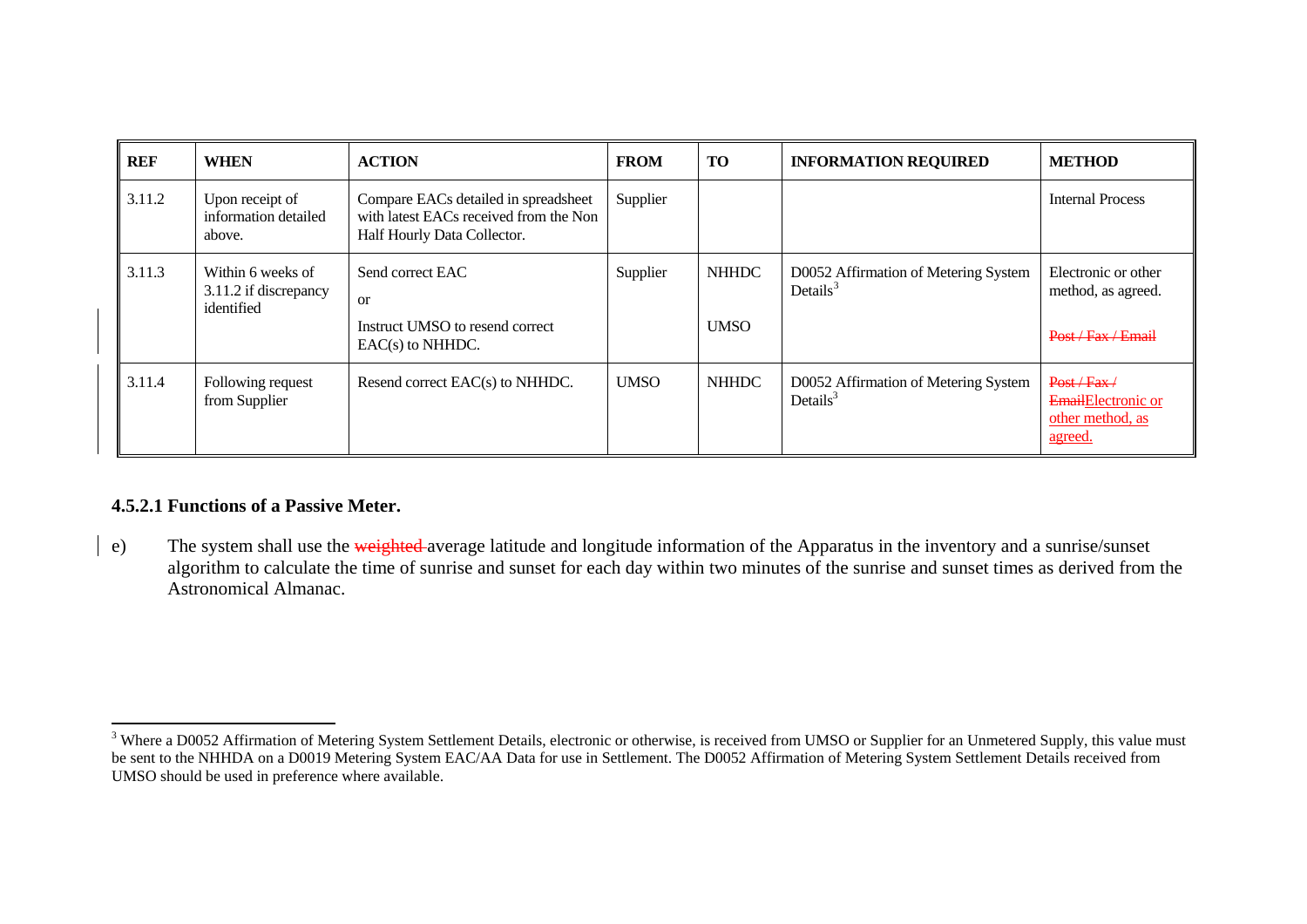| REF | WHEN | ACTION | FROM | TO | INFORMATION REQUIRED | METHOD |
|---|---|---|---|---|---|---|
| 3.11.2 | Upon receipt of information detailed above. | Compare EACs detailed in spreadsheet with latest EACs received from the Non Half Hourly Data Collector. | Supplier | | | Internal Process |
| 3.11.3 | Within 6 weeks of 3.11.2 if discrepancy identified | Send correct EAC<br><br>or<br><br>Instruct UMSO to resend correct EAC(s) to NHHDC. | Supplier | NHHDC<br><br>UMSO | D0052 Affirmation of Metering System Details[3] | Electronic or other method, as agreed.<br><br>~~Post / Fax / Email~~ |
| 3.11.4 | Following request from Supplier | Resend correct EAC(s) to NHHDC. | UMSO | NHHDC | D0052 Affirmation of Metering System Details[3] | ~~Post / Fax / Email~~Electronic or other method, as agreed. |

### 4.5.2.1 Functions of a Passive Meter.

e) The system shall use the ~~weighted~~ average latitude and longitude information of the Apparatus in the inventory and a sunrise/sunset algorithm to calculate the time of sunrise and sunset for each day within two minutes of the sunrise and sunset times as derived from the Astronomical Almanac.

[3] Where a D0052 Affirmation of Metering System Settlement Details, electronic or otherwise, is received from UMSO or Supplier for an Unmetered Supply, this value must be sent to the NHHDA on a D0019 Metering System EAC/AA Data for use in Settlement. The D0052 Affirmation of Metering System Settlement Details received from UMSO should be used in preference where available.